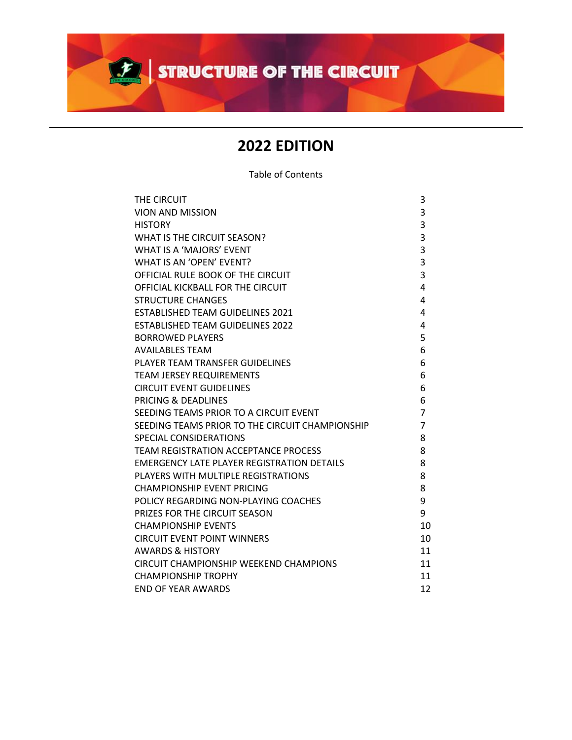# STRUCTURE OF THE CIRCUIT

## 2022 EDITION

Table of Contents

| | |
|---|---|
| THE CIRCUIT | 3 |
| VION AND MISSION | 3 |
| HISTORY | 3 |
| WHAT IS THE CIRCUIT SEASON? | 3 |
| WHAT IS A 'MAJORS' EVENT | 3 |
| WHAT IS AN 'OPEN' EVENT? | 3 |
| OFFICIAL RULE BOOK OF THE CIRCUIT | 3 |
| OFFICIAL KICKBALL FOR THE CIRCUIT | 4 |
| STRUCTURE CHANGES | 4 |
| ESTABLISHED TEAM GUIDELINES 2021 | 4 |
| ESTABLISHED TEAM GUIDELINES 2022 | 4 |
| BORROWED PLAYERS | 5 |
| AVAILABLES TEAM | 6 |
| PLAYER TEAM TRANSFER GUIDELINES | 6 |
| TEAM JERSEY REQUIREMENTS | 6 |
| CIRCUIT EVENT GUIDELINES | 6 |
| PRICING & DEADLINES | 6 |
| SEEDING TEAMS PRIOR TO A CIRCUIT EVENT | 7 |
| SEEDING TEAMS PRIOR TO THE CIRCUIT CHAMPIONSHIP | 7 |
| SPECIAL CONSIDERATIONS | 8 |
| TEAM REGISTRATION ACCEPTANCE PROCESS | 8 |
| EMERGENCY LATE PLAYER REGISTRATION DETAILS | 8 |
| PLAYERS WITH MULTIPLE REGISTRATIONS | 8 |
| CHAMPIONSHIP EVENT PRICING | 8 |
| POLICY REGARDING NON-PLAYING COACHES | 9 |
| PRIZES FOR THE CIRCUIT SEASON | 9 |
| CHAMPIONSHIP EVENTS | 10 |
| CIRCUIT EVENT POINT WINNERS | 10 |
| AWARDS & HISTORY | 11 |
| CIRCUIT CHAMPIONSHIP WEEKEND CHAMPIONS | 11 |
| CHAMPIONSHIP TROPHY | 11 |
| END OF YEAR AWARDS | 12 |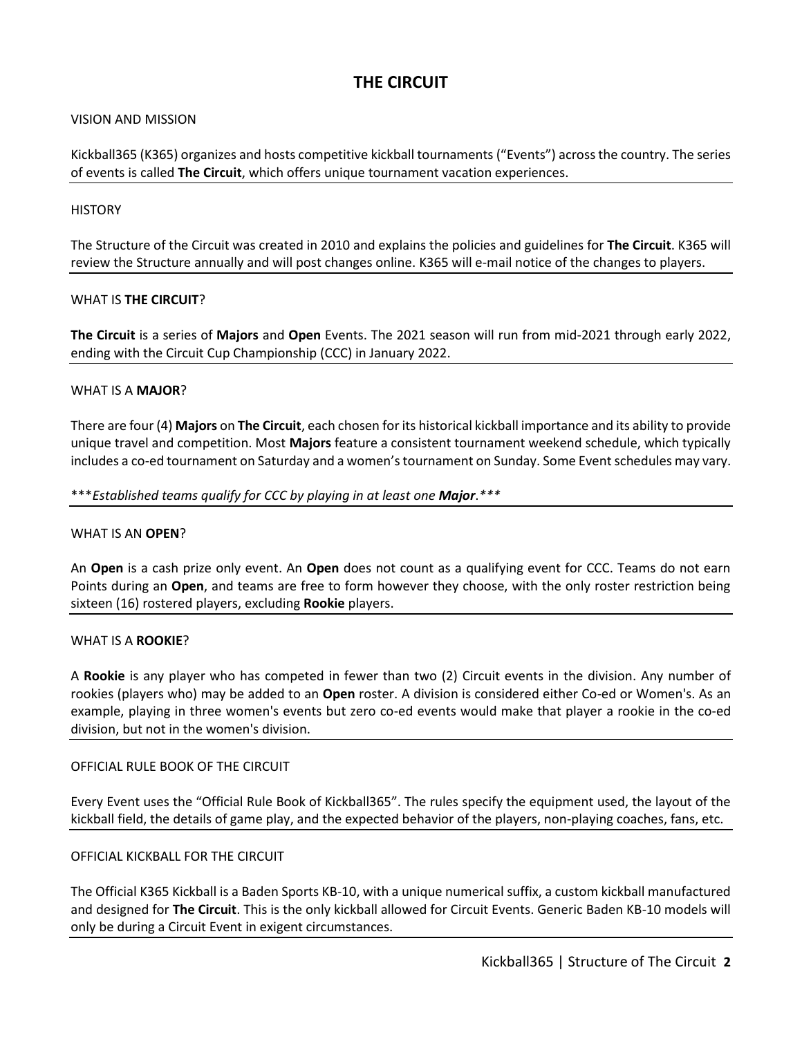# THE CIRCUIT

## VISION AND MISSION

Kickball365 (K365) organizes and hosts competitive kickball tournaments ("Events") across the country. The series of events is called **The Circuit**, which offers unique tournament vacation experiences.

## HISTORY

The Structure of the Circuit was created in 2010 and explains the policies and guidelines for **The Circuit**. K365 will review the Structure annually and will post changes online. K365 will e-mail notice of the changes to players.

## WHAT IS **THE CIRCUIT**?

**The Circuit** is a series of **Majors** and **Open** Events. The 2021 season will run from mid-2021 through early 2022, ending with the Circuit Cup Championship (CCC) in January 2022.

## WHAT IS A **MAJOR**?

There are four (4) **Majors** on **The Circuit**, each chosen for its historical kickball importance and its ability to provide unique travel and competition. Most **Majors** feature a consistent tournament weekend schedule, which typically includes a co-ed tournament on Saturday and a women's tournament on Sunday. Some Event schedules may vary.

****Established teams qualify for CCC by playing in at least one **Major**.****

## WHAT IS AN **OPEN**?

An **Open** is a cash prize only event. An **Open** does not count as a qualifying event for CCC. Teams do not earn Points during an **Open**, and teams are free to form however they choose, with the only roster restriction being sixteen (16) rostered players, excluding **Rookie** players.

## WHAT IS A **ROOKIE**?

A **Rookie** is any player who has competed in fewer than two (2) Circuit events in the division. Any number of rookies (players who) may be added to an **Open** roster. A division is considered either Co-ed or Women's. As an example, playing in three women's events but zero co-ed events would make that player a rookie in the co-ed division, but not in the women's division.

## OFFICIAL RULE BOOK OF THE CIRCUIT

Every Event uses the "Official Rule Book of Kickball365". The rules specify the equipment used, the layout of the kickball field, the details of game play, and the expected behavior of the players, non-playing coaches, fans, etc.

## OFFICIAL KICKBALL FOR THE CIRCUIT

The Official K365 Kickball is a Baden Sports KB-10, with a unique numerical suffix, a custom kickball manufactured and designed for **The Circuit**. This is the only kickball allowed for Circuit Events. Generic Baden KB-10 models will only be during a Circuit Event in exigent circumstances.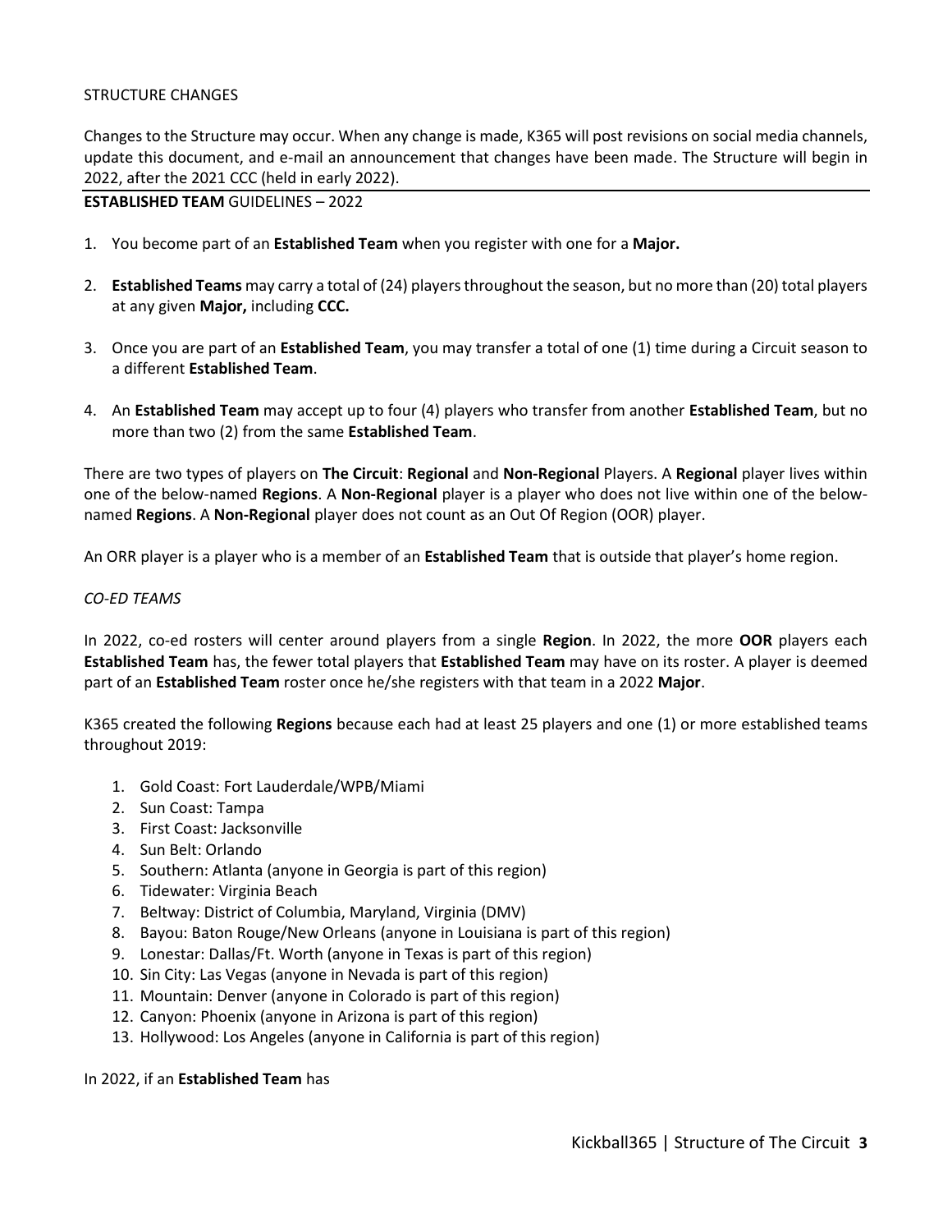STRUCTURE CHANGES

Changes to the Structure may occur. When any change is made, K365 will post revisions on social media channels, update this document, and e-mail an announcement that changes have been made. The Structure will begin in 2022, after the 2021 CCC (held in early 2022).

## **ESTABLISHED TEAM** GUIDELINES – 2022

1. You become part of an **Established Team** when you register with one for a **Major.**
2. **Established Teams** may carry a total of (24) players throughout the season, but no more than (20) total players at any given **Major,** including **CCC.**
3. Once you are part of an **Established Team**, you may transfer a total of one (1) time during a Circuit season to a different **Established Team**.
4. An **Established Team** may accept up to four (4) players who transfer from another **Established Team**, but no more than two (2) from the same **Established Team**.

There are two types of players on **The Circuit**: **Regional** and **Non-Regional** Players. A **Regional** player lives within one of the below-named **Regions**. A **Non-Regional** player is a player who does not live within one of the below-named **Regions**. A **Non-Regional** player does not count as an Out Of Region (OOR) player.

An ORR player is a player who is a member of an **Established Team** that is outside that player's home region.

*CO-ED TEAMS*

In 2022, co-ed rosters will center around players from a single **Region**. In 2022, the more **OOR** players each **Established Team** has, the fewer total players that **Established Team** may have on its roster. A player is deemed part of an **Established Team** roster once he/she registers with that team in a 2022 **Major**.

K365 created the following **Regions** because each had at least 25 players and one (1) or more established teams throughout 2019:

1. Gold Coast: Fort Lauderdale/WPB/Miami
2. Sun Coast: Tampa
3. First Coast: Jacksonville
4. Sun Belt: Orlando
5. Southern: Atlanta (anyone in Georgia is part of this region)
6. Tidewater: Virginia Beach
7. Beltway: District of Columbia, Maryland, Virginia (DMV)
8. Bayou: Baton Rouge/New Orleans (anyone in Louisiana is part of this region)
9. Lonestar: Dallas/Ft. Worth (anyone in Texas is part of this region)
10. Sin City: Las Vegas (anyone in Nevada is part of this region)
11. Mountain: Denver (anyone in Colorado is part of this region)
12. Canyon: Phoenix (anyone in Arizona is part of this region)
13. Hollywood: Los Angeles (anyone in California is part of this region)

In 2022, if an **Established Team** has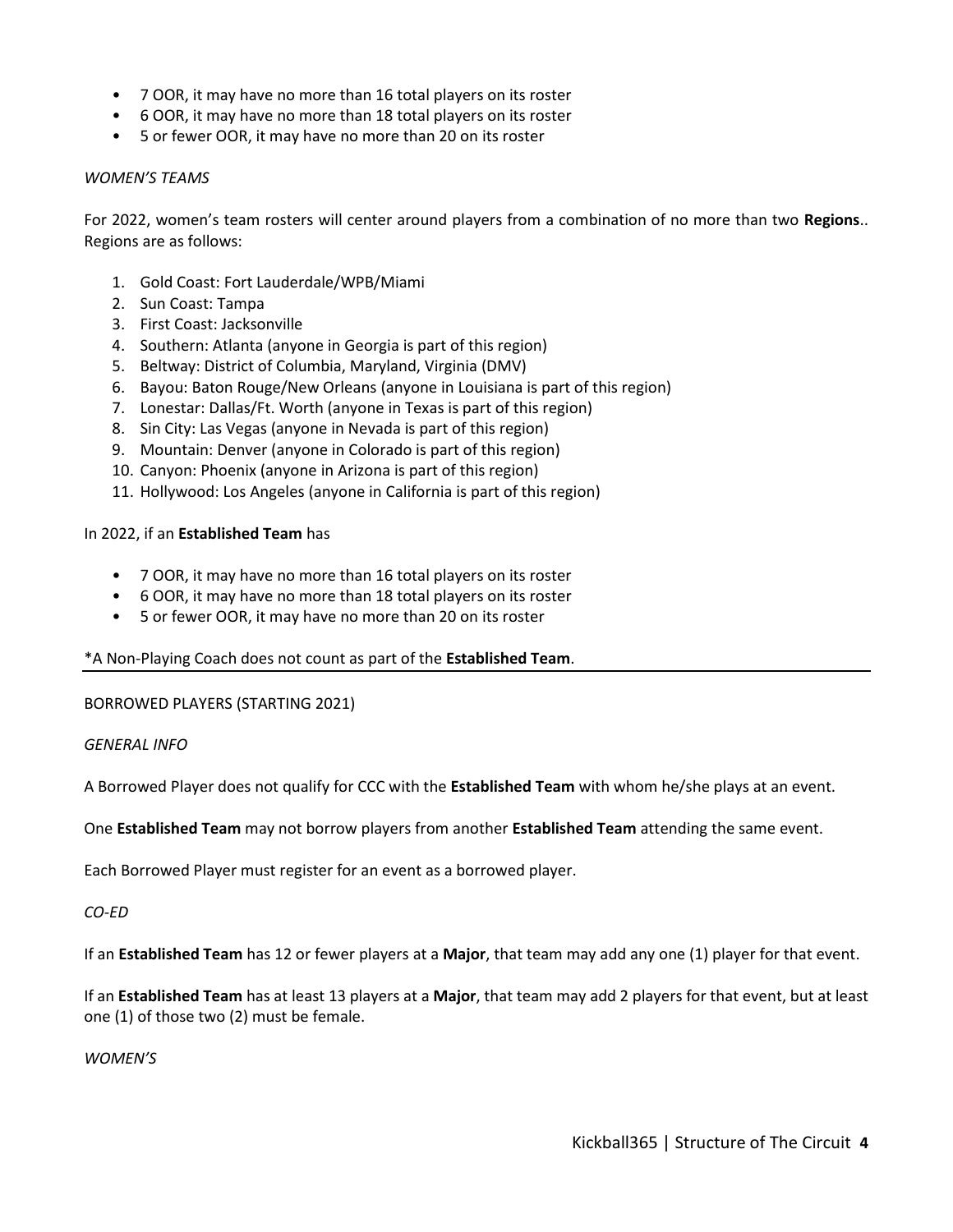- 7 OOR, it may have no more than 16 total players on its roster
- 6 OOR, it may have no more than 18 total players on its roster
- 5 or fewer OOR, it may have no more than 20 on its roster

*WOMEN'S TEAMS*

For 2022, women's team rosters will center around players from a combination of no more than two **Regions**.. Regions are as follows:

1. Gold Coast: Fort Lauderdale/WPB/Miami
2. Sun Coast: Tampa
3. First Coast: Jacksonville
4. Southern: Atlanta (anyone in Georgia is part of this region)
5. Beltway: District of Columbia, Maryland, Virginia (DMV)
6. Bayou: Baton Rouge/New Orleans (anyone in Louisiana is part of this region)
7. Lonestar: Dallas/Ft. Worth (anyone in Texas is part of this region)
8. Sin City: Las Vegas (anyone in Nevada is part of this region)
9. Mountain: Denver (anyone in Colorado is part of this region)
10. Canyon: Phoenix (anyone in Arizona is part of this region)
11. Hollywood: Los Angeles (anyone in California is part of this region)

In 2022, if an **Established Team** has

- 7 OOR, it may have no more than 16 total players on its roster
- 6 OOR, it may have no more than 18 total players on its roster
- 5 or fewer OOR, it may have no more than 20 on its roster

*A Non-Playing Coach does not count as part of the **Established Team**.

---

BORROWED PLAYERS (STARTING 2021)

*GENERAL INFO*

A Borrowed Player does not qualify for CCC with the **Established Team** with whom he/she plays at an event.

One **Established Team** may not borrow players from another **Established Team** attending the same event.

Each Borrowed Player must register for an event as a borrowed player.

*CO-ED*

If an **Established Team** has 12 or fewer players at a **Major**, that team may add any one (1) player for that event.

If an **Established Team** has at least 13 players at a **Major**, that team may add 2 players for that event, but at least one (1) of those two (2) must be female.

*WOMEN'S*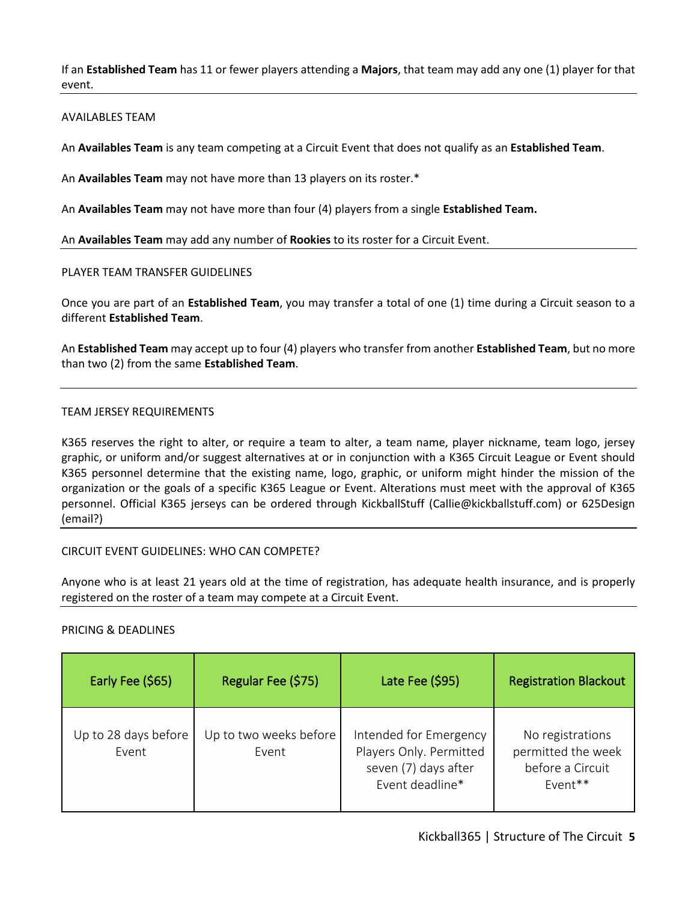If an **Established Team** has 11 or fewer players attending a **Majors**, that team may add any one (1) player for that event.

## AVAILABLES TEAM

An **Availables Team** is any team competing at a Circuit Event that does not qualify as an **Established Team**.

An **Availables Team** may not have more than 13 players on its roster.*

An **Availables Team** may not have more than four (4) players from a single **Established Team.**

An **Availables Team** may add any number of **Rookies** to its roster for a Circuit Event.

## PLAYER TEAM TRANSFER GUIDELINES

Once you are part of an **Established Team**, you may transfer a total of one (1) time during a Circuit season to a different **Established Team**.

An **Established Team** may accept up to four (4) players who transfer from another **Established Team**, but no more than two (2) from the same **Established Team**.

## TEAM JERSEY REQUIREMENTS

K365 reserves the right to alter, or require a team to alter, a team name, player nickname, team logo, jersey graphic, or uniform and/or suggest alternatives at or in conjunction with a K365 Circuit League or Event should K365 personnel determine that the existing name, logo, graphic, or uniform might hinder the mission of the organization or the goals of a specific K365 League or Event. Alterations must meet with the approval of K365 personnel. Official K365 jerseys can be ordered through KickballStuff (Callie@kickballstuff.com) or 625Design (email?)

## CIRCUIT EVENT GUIDELINES: WHO CAN COMPETE?

Anyone who is at least 21 years old at the time of registration, has adequate health insurance, and is properly registered on the roster of a team may compete at a Circuit Event.

## PRICING & DEADLINES

| Early Fee ($65) | Regular Fee ($75) | Late Fee ($95) | Registration Blackout |
|---|---|---|---|
| Up to 28 days before Event | Up to two weeks before Event | Intended for Emergency Players Only. Permitted seven (7) days after Event deadline* | No registrations permitted the week before a Circuit Event** |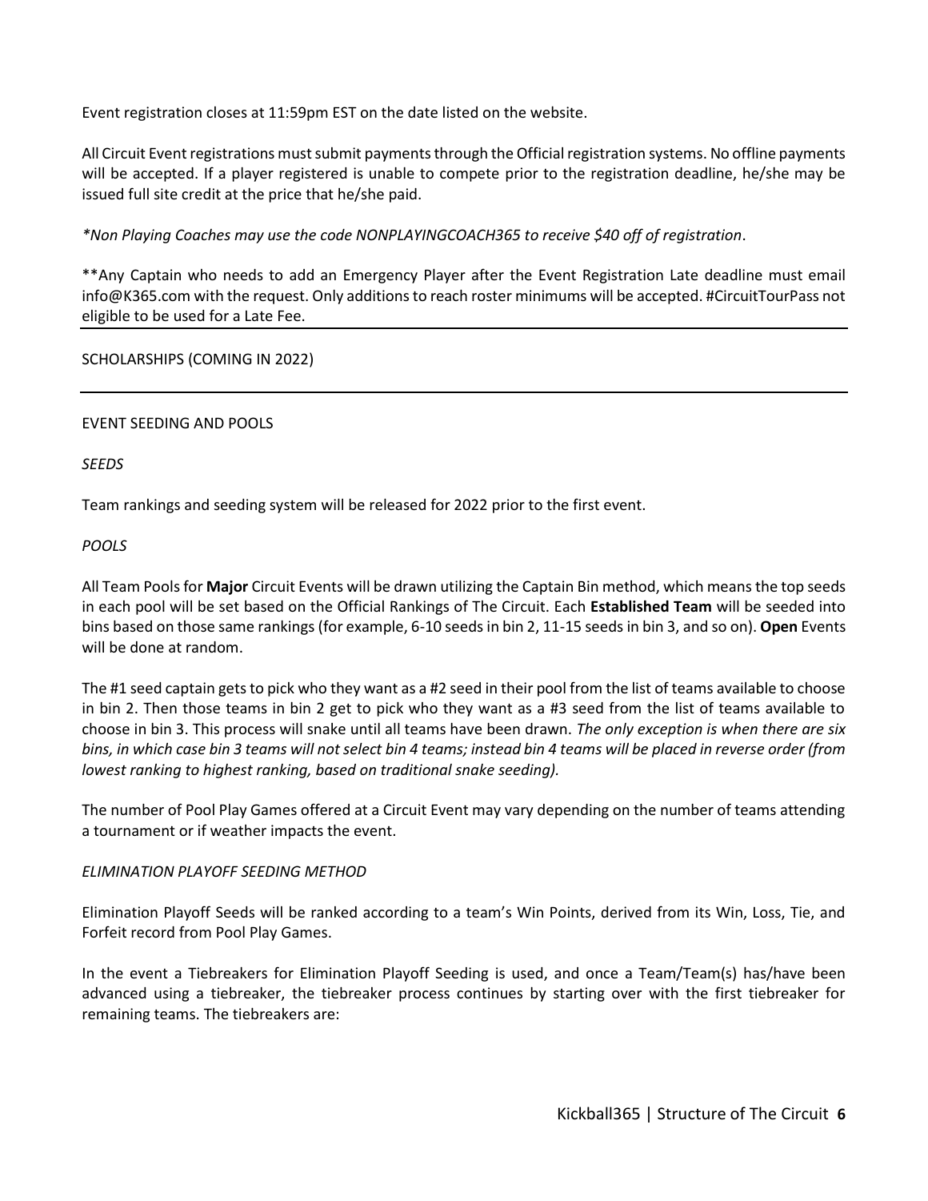Event registration closes at 11:59pm EST on the date listed on the website.

All Circuit Event registrations must submit payments through the Official registration systems. No offline payments will be accepted. If a player registered is unable to compete prior to the registration deadline, he/she may be issued full site credit at the price that he/she paid.

*\*Non Playing Coaches may use the code NONPLAYINGCOACH365 to receive $40 off of registration*.

**Any Captain who needs to add an Emergency Player after the Event Registration Late deadline must email info@K365.com with the request. Only additions to reach roster minimums will be accepted. #CircuitTourPass not eligible to be used for a Late Fee.

---

## SCHOLARSHIPS (COMING IN 2022)

---

## EVENT SEEDING AND POOLS

### *SEEDS*

Team rankings and seeding system will be released for 2022 prior to the first event.

### *POOLS*

All Team Pools for **Major** Circuit Events will be drawn utilizing the Captain Bin method, which means the top seeds in each pool will be set based on the Official Rankings of The Circuit. Each **Established Team** will be seeded into bins based on those same rankings (for example, 6-10 seeds in bin 2, 11-15 seeds in bin 3, and so on). **Open** Events will be done at random.

The #1 seed captain gets to pick who they want as a #2 seed in their pool from the list of teams available to choose in bin 2. Then those teams in bin 2 get to pick who they want as a #3 seed from the list of teams available to choose in bin 3. This process will snake until all teams have been drawn. *The only exception is when there are six bins, in which case bin 3 teams will not select bin 4 teams; instead bin 4 teams will be placed in reverse order (from lowest ranking to highest ranking, based on traditional snake seeding).*

The number of Pool Play Games offered at a Circuit Event may vary depending on the number of teams attending a tournament or if weather impacts the event.

### *ELIMINATION PLAYOFF SEEDING METHOD*

Elimination Playoff Seeds will be ranked according to a team's Win Points, derived from its Win, Loss, Tie, and Forfeit record from Pool Play Games.

In the event a Tiebreakers for Elimination Playoff Seeding is used, and once a Team/Team(s) has/have been advanced using a tiebreaker, the tiebreaker process continues by starting over with the first tiebreaker for remaining teams. The tiebreakers are: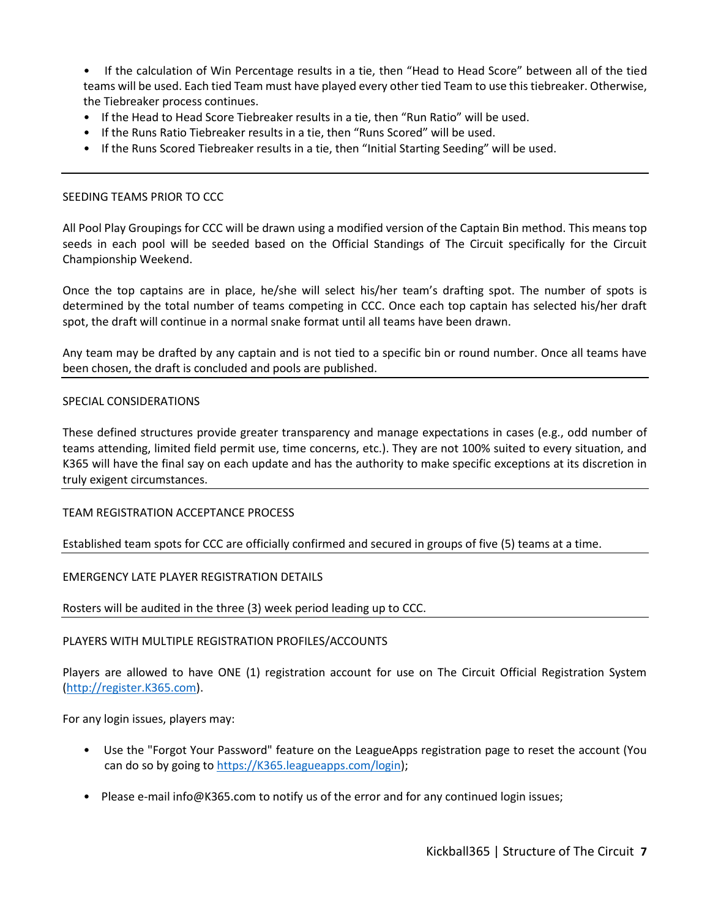- If the calculation of Win Percentage results in a tie, then "Head to Head Score" between all of the tied teams will be used. Each tied Team must have played every other tied Team to use this tiebreaker. Otherwise, the Tiebreaker process continues.
- If the Head to Head Score Tiebreaker results in a tie, then "Run Ratio" will be used.
- If the Runs Ratio Tiebreaker results in a tie, then "Runs Scored" will be used.
- If the Runs Scored Tiebreaker results in a tie, then "Initial Starting Seeding" will be used.

---

## SEEDING TEAMS PRIOR TO CCC

All Pool Play Groupings for CCC will be drawn using a modified version of the Captain Bin method. This means top seeds in each pool will be seeded based on the Official Standings of The Circuit specifically for the Circuit Championship Weekend.

Once the top captains are in place, he/she will select his/her team's drafting spot. The number of spots is determined by the total number of teams competing in CCC. Once each top captain has selected his/her draft spot, the draft will continue in a normal snake format until all teams have been drawn.

Any team may be drafted by any captain and is not tied to a specific bin or round number. Once all teams have been chosen, the draft is concluded and pools are published.

---

## SPECIAL CONSIDERATIONS

These defined structures provide greater transparency and manage expectations in cases (e.g., odd number of teams attending, limited field permit use, time concerns, etc.). They are not 100% suited to every situation, and K365 will have the final say on each update and has the authority to make specific exceptions at its discretion in truly exigent circumstances.

---

## TEAM REGISTRATION ACCEPTANCE PROCESS

Established team spots for CCC are officially confirmed and secured in groups of five (5) teams at a time.

---

## EMERGENCY LATE PLAYER REGISTRATION DETAILS

Rosters will be audited in the three (3) week period leading up to CCC.

---

## PLAYERS WITH MULTIPLE REGISTRATION PROFILES/ACCOUNTS

Players are allowed to have ONE (1) registration account for use on The Circuit Official Registration System (http://register.K365.com).

For any login issues, players may:

- Use the "Forgot Your Password" feature on the LeagueApps registration page to reset the account (You can do so by going to https://K365.leagueapps.com/login);
- Please e-mail info@K365.com to notify us of the error and for any continued login issues;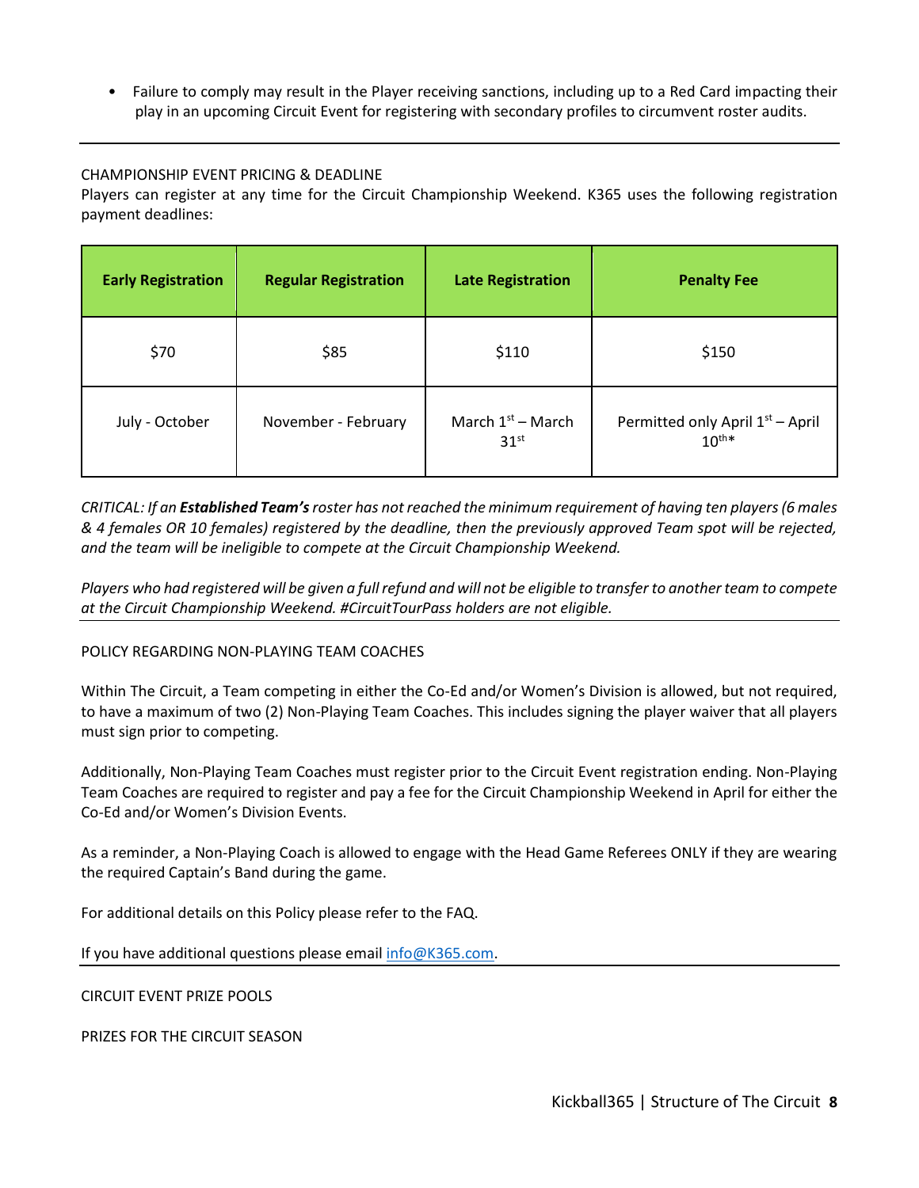- Failure to comply may result in the Player receiving sanctions, including up to a Red Card impacting their play in an upcoming Circuit Event for registering with secondary profiles to circumvent roster audits.

---

CHAMPIONSHIP EVENT PRICING & DEADLINE

Players can register at any time for the Circuit Championship Weekend. K365 uses the following registration payment deadlines:

| **Early Registration** | **Regular Registration** | **Late Registration** | **Penalty Fee** |
|---|---|---|---|
| $70 | $85 | $110 | $150 |
| July - October | November - February | March 1st – March 31st | Permitted only April 1st – April 10th* |

*CRITICAL: If an **Established Team's** roster has not reached the minimum requirement of having ten players (6 males & 4 females OR 10 females) registered by the deadline, then the previously approved Team spot will be rejected, and the team will be ineligible to compete at the Circuit Championship Weekend.*

*Players who had registered will be given a full refund and will not be eligible to transfer to another team to compete at the Circuit Championship Weekend. #CircuitTourPass holders are not eligible.*

---

POLICY REGARDING NON-PLAYING TEAM COACHES

Within The Circuit, a Team competing in either the Co-Ed and/or Women's Division is allowed, but not required, to have a maximum of two (2) Non-Playing Team Coaches. This includes signing the player waiver that all players must sign prior to competing.

Additionally, Non-Playing Team Coaches must register prior to the Circuit Event registration ending. Non-Playing Team Coaches are required to register and pay a fee for the Circuit Championship Weekend in April for either the Co-Ed and/or Women's Division Events.

As a reminder, a Non-Playing Coach is allowed to engage with the Head Game Referees ONLY if they are wearing the required Captain's Band during the game.

For additional details on this Policy please refer to the FAQ.

If you have additional questions please email info@K365.com.

---

CIRCUIT EVENT PRIZE POOLS

PRIZES FOR THE CIRCUIT SEASON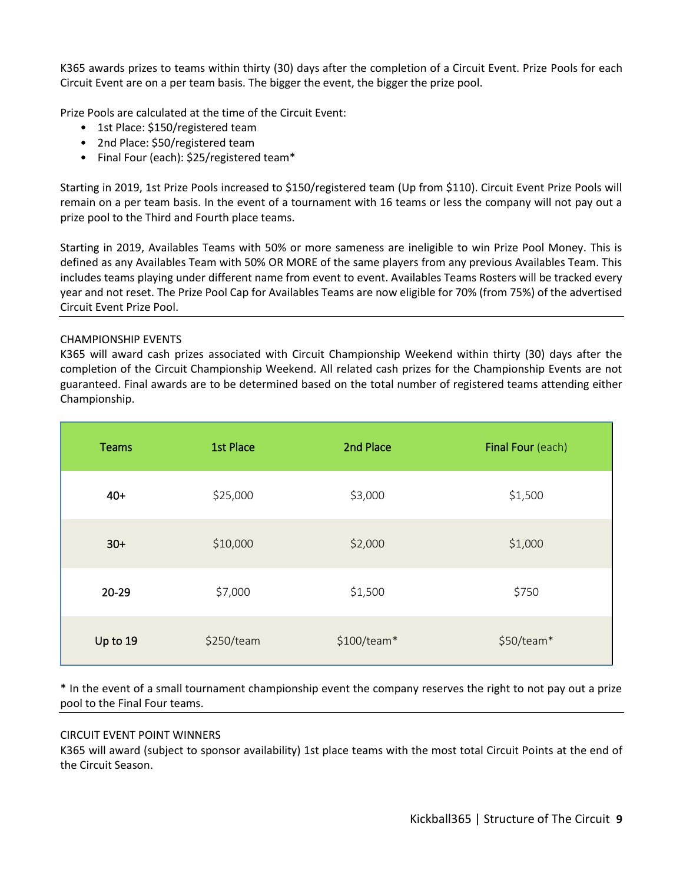K365 awards prizes to teams within thirty (30) days after the completion of a Circuit Event. Prize Pools for each Circuit Event are on a per team basis. The bigger the event, the bigger the prize pool.

Prize Pools are calculated at the time of the Circuit Event:

- 1st Place: $150/registered team
- 2nd Place: $50/registered team
- Final Four (each): $25/registered team*

Starting in 2019, 1st Prize Pools increased to $150/registered team (Up from $110). Circuit Event Prize Pools will remain on a per team basis. In the event of a tournament with 16 teams or less the company will not pay out a prize pool to the Third and Fourth place teams.

Starting in 2019, Availables Teams with 50% or more sameness are ineligible to win Prize Pool Money. This is defined as any Availables Team with 50% OR MORE of the same players from any previous Availables Team. This includes teams playing under different name from event to event. Availables Teams Rosters will be tracked every year and not reset. The Prize Pool Cap for Availables Teams are now eligible for 70% (from 75%) of the advertised Circuit Event Prize Pool.

CHAMPIONSHIP EVENTS

K365 will award cash prizes associated with Circuit Championship Weekend within thirty (30) days after the completion of the Circuit Championship Weekend. All related cash prizes for the Championship Events are not guaranteed. Final awards are to be determined based on the total number of registered teams attending either Championship.

| Teams | 1st Place | 2nd Place | Final Four (each) |
|---|---|---|---|
| 40+ | $25,000 | $3,000 | $1,500 |
| 30+ | $10,000 | $2,000 | $1,000 |
| 20-29 | $7,000 | $1,500 | $750 |
| Up to 19 | $250/team | $100/team* | $50/team* |

* In the event of a small tournament championship event the company reserves the right to not pay out a prize pool to the Final Four teams.

CIRCUIT EVENT POINT WINNERS

K365 will award (subject to sponsor availability) 1st place teams with the most total Circuit Points at the end of the Circuit Season.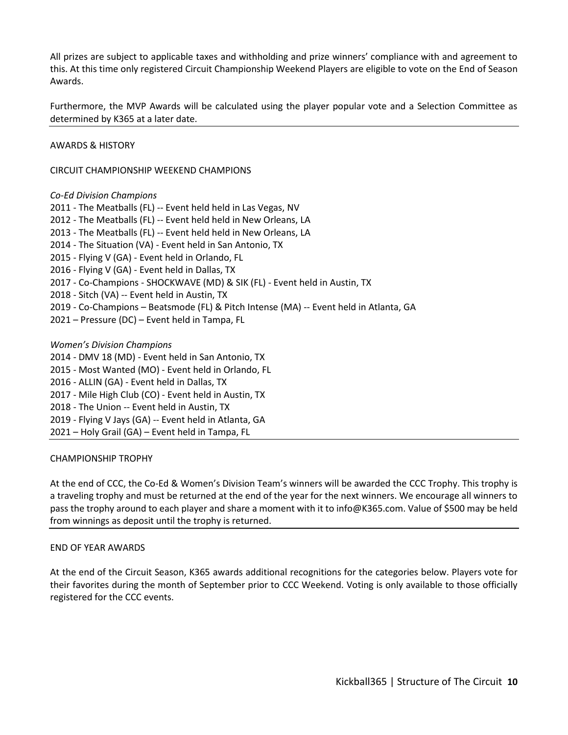All prizes are subject to applicable taxes and withholding and prize winners' compliance with and agreement to this. At this time only registered Circuit Championship Weekend Players are eligible to vote on the End of Season Awards.

Furthermore, the MVP Awards will be calculated using the player popular vote and a Selection Committee as determined by K365 at a later date.

---

## AWARDS & HISTORY

### CIRCUIT CHAMPIONSHIP WEEKEND CHAMPIONS

*Co-Ed Division Champions*

2011 - The Meatballs (FL) -- Event held held in Las Vegas, NV
2012 - The Meatballs (FL) -- Event held held in New Orleans, LA
2013 - The Meatballs (FL) -- Event held held in New Orleans, LA
2014 - The Situation (VA) - Event held in San Antonio, TX
2015 - Flying V (GA) - Event held in Orlando, FL
2016 - Flying V (GA) - Event held in Dallas, TX
2017 - Co-Champions - SHOCKWAVE (MD) & SIK (FL) - Event held in Austin, TX
2018 - Sitch (VA) -- Event held in Austin, TX
2019 - Co-Champions – Beatsmode (FL) & Pitch Intense (MA) -- Event held in Atlanta, GA
2021 – Pressure (DC) – Event held in Tampa, FL

*Women's Division Champions*

2014 - DMV 18 (MD) - Event held in San Antonio, TX
2015 - Most Wanted (MO) - Event held in Orlando, FL
2016 - ALLIN (GA) - Event held in Dallas, TX
2017 - Mile High Club (CO) - Event held in Austin, TX
2018 - The Union -- Event held in Austin, TX
2019 - Flying V Jays (GA) -- Event held in Atlanta, GA
2021 – Holy Grail (GA) – Event held in Tampa, FL

---

### CHAMPIONSHIP TROPHY

At the end of CCC, the Co-Ed & Women's Division Team's winners will be awarded the CCC Trophy. This trophy is a traveling trophy and must be returned at the end of the year for the next winners. We encourage all winners to pass the trophy around to each player and share a moment with it to info@K365.com. Value of $500 may be held from winnings as deposit until the trophy is returned.

---

### END OF YEAR AWARDS

At the end of the Circuit Season, K365 awards additional recognitions for the categories below. Players vote for their favorites during the month of September prior to CCC Weekend. Voting is only available to those officially registered for the CCC events.